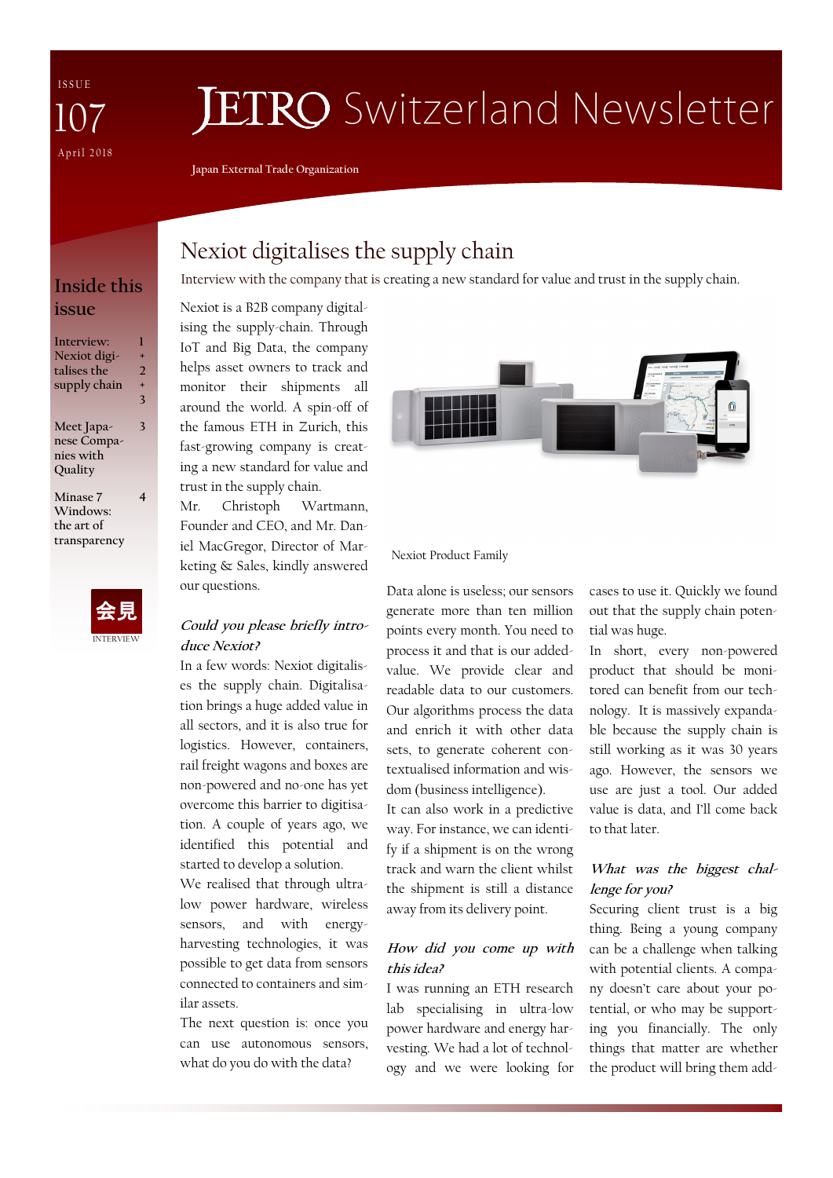ISSUE 107

April 2018

# JETRO Switzerland Newsletter

Japan External Trade Organization

## Inside this issue

- Interview: Nexiot digitalises the supply chain — 1 + 2 + 3
- Meet Japanese Companies with Quality — 3
- Minase 7 Windows: the art of transparency — 4

会見

INTERVIEW

# Nexiot digitalises the supply chain

Interview with the company that is creating a new standard for value and trust in the supply chain.

Nexiot is a B2B company digitalising the supply-chain. Through IoT and Big Data, the company helps asset owners to track and monitor their shipments all around the world. A spin-off of the famous ETH in Zurich, this fast-growing company is creating a new standard for value and trust in the supply chain.

Mr. Christoph Wartmann, Founder and CEO, and Mr. Daniel MacGregor, Director of Marketing & Sales, kindly answered our questions.

Nexiot Product Family

***Could you please briefly introduce Nexiot?***

In a few words: Nexiot digitalises the supply chain. Digitalisation brings a huge added value in all sectors, and it is also true for logistics. However, containers, rail freight wagons and boxes are non-powered and no-one has yet overcome this barrier to digitisation. A couple of years ago, we identified this potential and started to develop a solution.

We realised that through ultra-low power hardware, wireless sensors, and with energy-harvesting technologies, it was possible to get data from sensors connected to containers and similar assets.

The next question is: once you can use autonomous sensors, what do you do with the data?

Data alone is useless; our sensors generate more than ten million points every month. You need to process it and that is our added-value. We provide clear and readable data to our customers. Our algorithms process the data and enrich it with other data sets, to generate coherent contextualised information and wisdom (business intelligence).

It can also work in a predictive way. For instance, we can identify if a shipment is on the wrong track and warn the client whilst the shipment is still a distance away from its delivery point.

***How did you come up with this idea?***

I was running an ETH research lab specialising in ultra-low power hardware and energy harvesting. We had a lot of technology and we were looking for cases to use it. Quickly we found out that the supply chain potential was huge.

In short, every non-powered product that should be monitored can benefit from our technology. It is massively expandable because the supply chain is still working as it was 30 years ago. However, the sensors we use are just a tool. Our added value is data, and I'll come back to that later.

***What was the biggest challenge for you?***

Securing client trust is a big thing. Being a young company can be a challenge when talking with potential clients. A company doesn't care about your potential, or who may be supporting you financially. The only things that matter are whether the product will bring them add-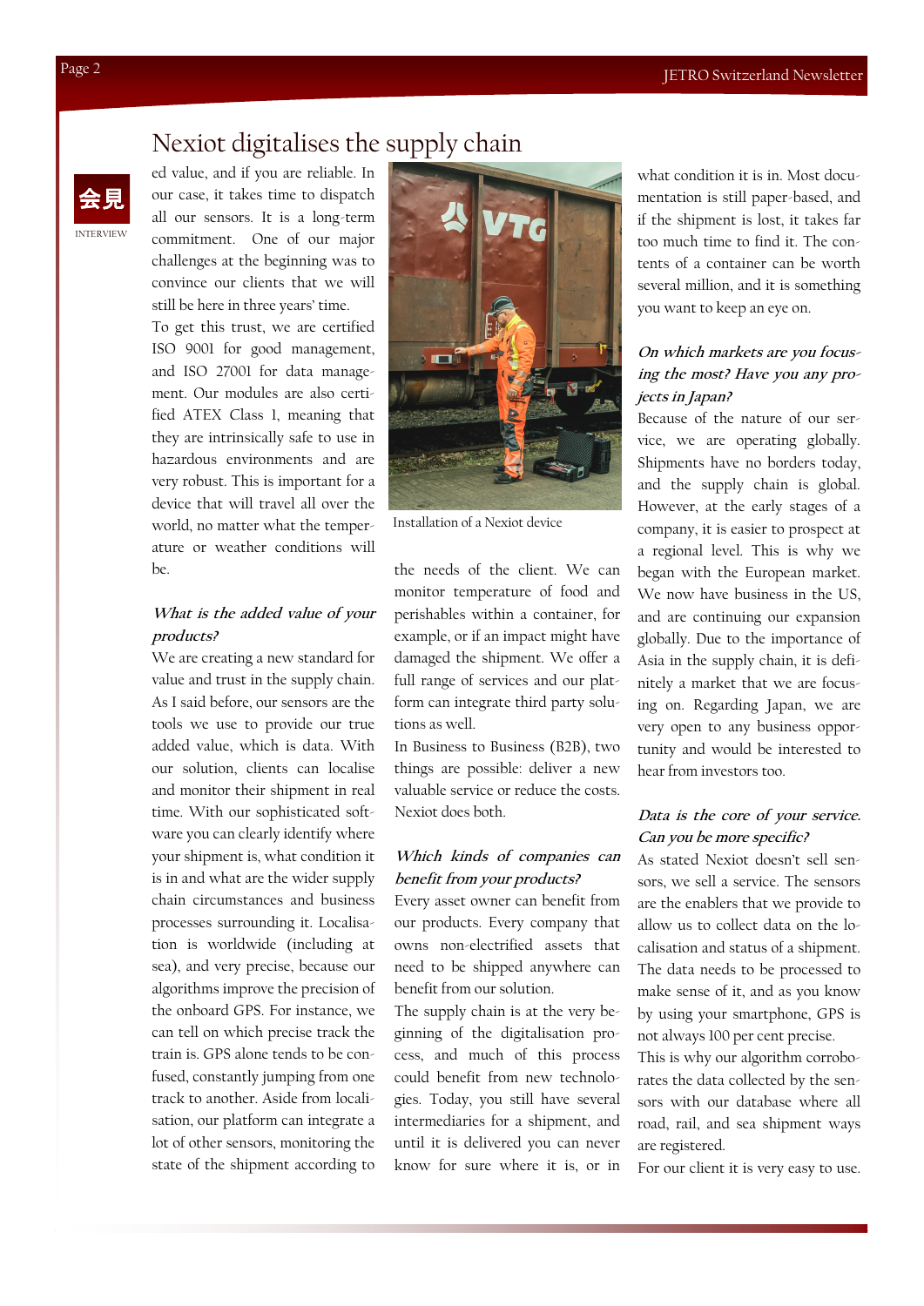# Nexiot digitalises the supply chain

会見

INTERVIEW

ed value, and if you are reliable. In our case, it takes time to dispatch all our sensors. It is a long-term commitment. One of our major challenges at the beginning was to convince our clients that we will still be here in three years' time.

To get this trust, we are certified ISO 9001 for good management, and ISO 27001 for data management. Our modules are also certified ATEX Class 1, meaning that they are intrinsically safe to use in hazardous environments and are very robust. This is important for a device that will travel all over the world, no matter what the temperature or weather conditions will be.

***What is the added value of your products?***

We are creating a new standard for value and trust in the supply chain. As I said before, our sensors are the tools we use to provide our true added value, which is data. With our solution, clients can localise and monitor their shipment in real time. With our sophisticated software you can clearly identify where your shipment is, what condition it is in and what are the wider supply chain circumstances and business processes surrounding it. Localisation is worldwide (including at sea), and very precise, because our algorithms improve the precision of the onboard GPS. For instance, we can tell on which precise track the train is. GPS alone tends to be confused, constantly jumping from one track to another. Aside from localisation, our platform can integrate a lot of other sensors, monitoring the state of the shipment according to the needs of the client. We can monitor temperature of food and perishables within a container, for example, or if an impact might have damaged the shipment. We offer a full range of services and our platform can integrate third party solutions as well.

Installation of a Nexiot device

In Business to Business (B2B), two things are possible: deliver a new valuable service or reduce the costs. Nexiot does both.

***Which kinds of companies can benefit from your products?***

Every asset owner can benefit from our products. Every company that owns non-electrified assets that need to be shipped anywhere can benefit from our solution.

The supply chain is at the very beginning of the digitalisation process, and much of this process could benefit from new technologies. Today, you still have several intermediaries for a shipment, and until it is delivered you can never know for sure where it is, or in what condition it is in. Most documentation is still paper-based, and if the shipment is lost, it takes far too much time to find it. The contents of a container can be worth several million, and it is something you want to keep an eye on.

***On which markets are you focusing the most? Have you any projects in Japan?***

Because of the nature of our service, we are operating globally. Shipments have no borders today, and the supply chain is global. However, at the early stages of a company, it is easier to prospect at a regional level. This is why we began with the European market. We now have business in the US, and are continuing our expansion globally. Due to the importance of Asia in the supply chain, it is definitely a market that we are focusing on. Regarding Japan, we are very open to any business opportunity and would be interested to hear from investors too.

***Data is the core of your service. Can you be more specific?***

As stated Nexiot doesn't sell sensors, we sell a service. The sensors are the enablers that we provide to allow us to collect data on the localisation and status of a shipment. The data needs to be processed to make sense of it, and as you know by using your smartphone, GPS is not always 100 per cent precise.

This is why our algorithm corroborates the data collected by the sensors with our database where all road, rail, and sea shipment ways are registered.

For our client it is very easy to use.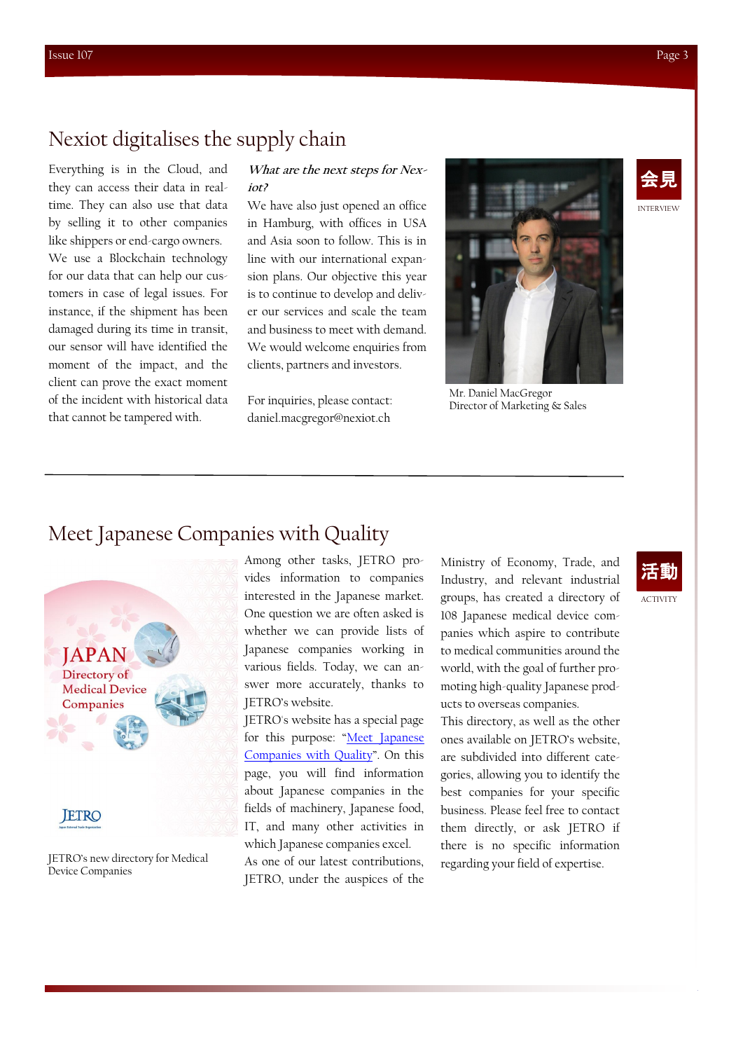## Nexiot digitalises the supply chain

Everything is in the Cloud, and they can access their data in real-time. They can also use that data by selling it to other companies like shippers or end-cargo owners. We use a Blockchain technology for our data that can help our customers in case of legal issues. For instance, if the shipment has been damaged during its time in transit, our sensor will have identified the moment of the impact, and the client can prove the exact moment of the incident with historical data that cannot be tampered with.

***What are the next steps for Nexiot?***

We have also just opened an office in Hamburg, with offices in USA and Asia soon to follow. This is in line with our international expansion plans. Our objective this year is to continue to develop and deliver our services and scale the team and business to meet with demand. We would welcome enquiries from clients, partners and investors.

For inquiries, please contact: daniel.macgregor@nexiot.ch

Mr. Daniel MacGregor
Director of Marketing & Sales

会見
INTERVIEW

## Meet Japanese Companies with Quality

JAPAN Directory of Medical Device Companies

JETRO

JETRO's new directory for Medical Device Companies

Among other tasks, JETRO provides information to companies interested in the Japanese market. One question we are often asked is whether we can provide lists of Japanese companies working in various fields. Today, we can answer more accurately, thanks to JETRO's website.

JETRO's website has a special page for this purpose: "Meet Japanese Companies with Quality". On this page, you will find information about Japanese companies in the fields of machinery, Japanese food, IT, and many other activities in which Japanese companies excel.

As one of our latest contributions, JETRO, under the auspices of the Ministry of Economy, Trade, and Industry, and relevant industrial groups, has created a directory of 108 Japanese medical device companies which aspire to contribute to medical communities around the world, with the goal of further promoting high-quality Japanese products to overseas companies.

This directory, as well as the other ones available on JETRO's website, are subdivided into different categories, allowing you to identify the best companies for your specific business. Please feel free to contact them directly, or ask JETRO if there is no specific information regarding your field of expertise.

活動
ACTIVITY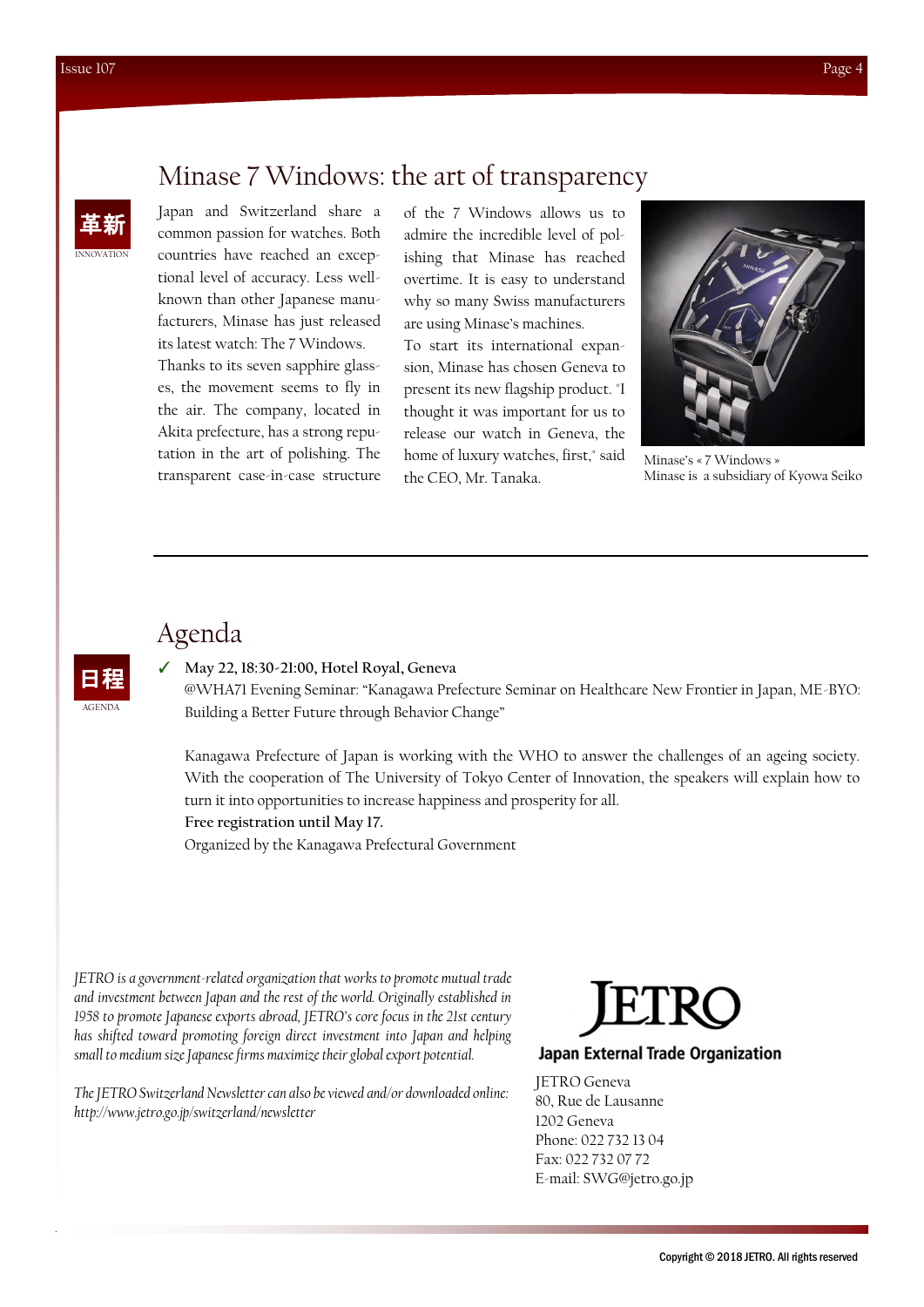## Minase 7 Windows: the art of transparency

革新
INNOVATION

Japan and Switzerland share a common passion for watches. Both countries have reached an exceptional level of accuracy. Less well-known than other Japanese manufacturers, Minase has just released its latest watch: The 7 Windows.

Thanks to its seven sapphire glasses, the movement seems to fly in the air. The company, located in Akita prefecture, has a strong reputation in the art of polishing. The transparent case-in-case structure of the 7 Windows allows us to admire the incredible level of polishing that Minase has reached overtime. It is easy to understand why so many Swiss manufacturers are using Minase's machines.

To start its international expansion, Minase has chosen Geneva to present its new flagship product. "I thought it was important for us to release our watch in Geneva, the home of luxury watches, first," said the CEO, Mr. Tanaka.

Minase's « 7 Windows »
Minase is a subsidiary of Kyowa Seiko

---

## Agenda

日程
AGENDA

✓ **May 22, 18:30-21:00, Hotel Royal, Geneva**

@WHA71 Evening Seminar: "Kanagawa Prefecture Seminar on Healthcare New Frontier in Japan, ME-BYO: Building a Better Future through Behavior Change"

Kanagawa Prefecture of Japan is working with the WHO to answer the challenges of an ageing society. With the cooperation of The University of Tokyo Center of Innovation, the speakers will explain how to turn it into opportunities to increase happiness and prosperity for all.

**Free registration until May 17.**

Organized by the Kanagawa Prefectural Government

*JETRO is a government-related organization that works to promote mutual trade and investment between Japan and the rest of the world. Originally established in 1958 to promote Japanese exports abroad, JETRO's core focus in the 21st century has shifted toward promoting foreign direct investment into Japan and helping small to medium size Japanese firms maximize their global export potential.*

*The JETRO Switzerland Newsletter can also be viewed and/or downloaded online: http://www.jetro.go.jp/switzerland/newsletter*

JETRO
**Japan External Trade Organization**

JETRO Geneva
80, Rue de Lausanne
1202 Geneva
Phone: 022 732 13 04
Fax: 022 732 07 72
E-mail: SWG@jetro.go.jp

Copyright © 2018 JETRO. All rights reserved